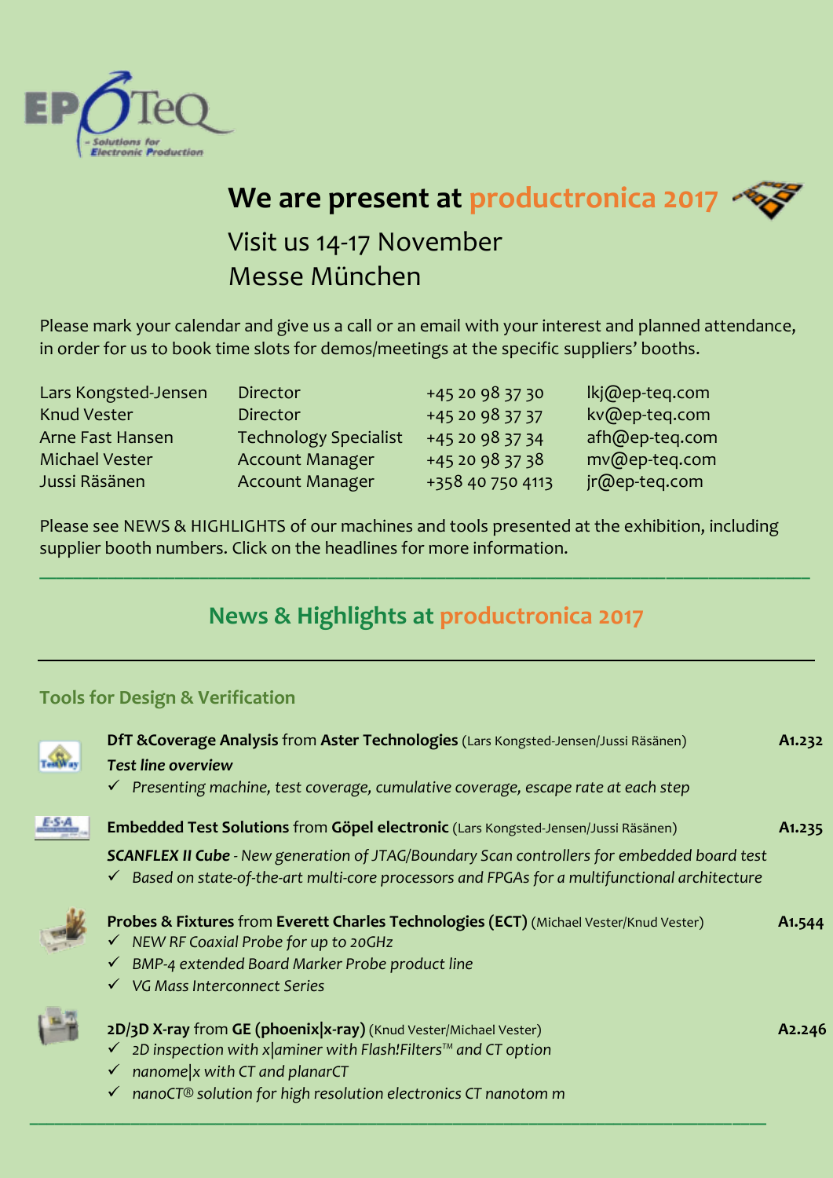EP TeQ – Solutions for Electronic Production

# We are present at productronica 2017

Visit us 14-17 November
Messe München

Please mark your calendar and give us a call or an email with your interest and planned attendance, in order for us to book time slots for demos/meetings at the specific suppliers' booths.

| | | | |
|---|---|---|---|
| Lars Kongsted-Jensen | Director | +45 20 98 37 30 | lkj@ep-teq.com |
| Knud Vester | Director | +45 20 98 37 37 | kv@ep-teq.com |
| Arne Fast Hansen | Technology Specialist | +45 20 98 37 34 | afh@ep-teq.com |
| Michael Vester | Account Manager | +45 20 98 37 38 | mv@ep-teq.com |
| Jussi Räsänen | Account Manager | +358 40 750 4113 | jr@ep-teq.com |

Please see NEWS & HIGHLIGHTS of our machines and tools presented at the exhibition, including supplier booth numbers. Click on the headlines for more information.

## News & Highlights at productronica 2017

### Tools for Design & Verification

**DfT &Coverage Analysis** from **Aster Technologies** (Lars Kongsted-Jensen/Jussi Räsänen) **A1.232**

***Test line overview***

- ✓ *Presenting machine, test coverage, cumulative coverage, escape rate at each step*

**Embedded Test Solutions** from **Göpel electronic** (Lars Kongsted-Jensen/Jussi Räsänen) **A1.235**

***SCANFLEX II Cube*** *- New generation of JTAG/Boundary Scan controllers for embedded board test*

- ✓ *Based on state-of-the-art multi-core processors and FPGAs for a multifunctional architecture*

**Probes & Fixtures** from **Everett Charles Technologies (ECT)** (Michael Vester/Knud Vester) **A1.544**

- ✓ *NEW RF Coaxial Probe for up to 20GHz*
- ✓ *BMP-4 extended Board Marker Probe product line*
- ✓ *VG Mass Interconnect Series*

**2D/3D X-ray** from **GE (phoenix|x-ray)** (Knud Vester/Michael Vester) **A2.246**

- ✓ *2D inspection with x|aminer with Flash!Filters™ and CT option*
- ✓ *nanome|x with CT and planarCT*
- ✓ *nanoCT® solution for high resolution electronics CT nanotom m*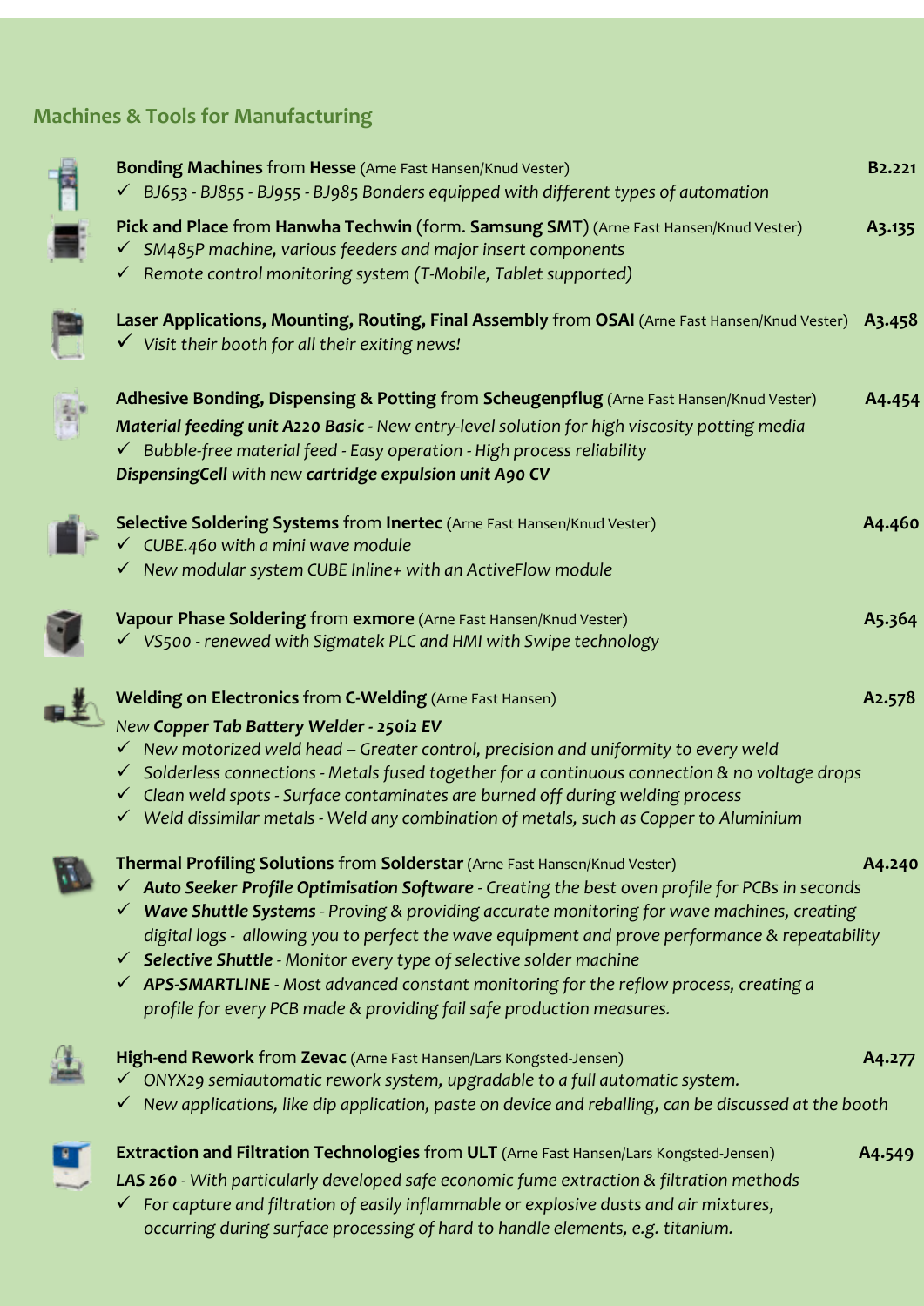## Machines & Tools for Manufacturing

**Bonding Machines** from **Hesse** (Arne Fast Hansen/Knud Vester) **B2.221**
- ✓ *BJ653 - BJ855 - BJ955 - BJ985 Bonders equipped with different types of automation*

**Pick and Place** from **Hanwha Techwin** (form. **Samsung SMT**) (Arne Fast Hansen/Knud Vester) **A3.135**
- ✓ *SM485P machine, various feeders and major insert components*
- ✓ *Remote control monitoring system (T-Mobile, Tablet supported)*

**Laser Applications, Mounting, Routing, Final Assembly** from **OSAI** (Arne Fast Hansen/Knud Vester) **A3.458**
- ✓ *Visit their booth for all their exiting news!*

**Adhesive Bonding, Dispensing & Potting** from **Scheugenpflug** (Arne Fast Hansen/Knud Vester) **A4.454**

***Material feeding unit A220 Basic*** *- New entry-level solution for high viscosity potting media*
- ✓ *Bubble-free material feed - Easy operation - High process reliability*

***DispensingCell*** *with new* ***cartridge expulsion unit A90 CV***

**Selective Soldering Systems** from **Inertec** (Arne Fast Hansen/Knud Vester) **A4.460**
- ✓ *CUBE.460 with a mini wave module*
- ✓ *New modular system CUBE Inline+ with an ActiveFlow module*

**Vapour Phase Soldering** from **exmore** (Arne Fast Hansen/Knud Vester) **A5.364**
- ✓ *VS500 - renewed with Sigmatek PLC and HMI with Swipe technology*

**Welding on Electronics** from **C-Welding** (Arne Fast Hansen) **A2.578**

*New* ***Copper Tab Battery Welder - 250i2 EV***
- ✓ *New motorized weld head – Greater control, precision and uniformity to every weld*
- ✓ *Solderless connections - Metals fused together for a continuous connection & no voltage drops*
- ✓ *Clean weld spots - Surface contaminates are burned off during welding process*
- ✓ *Weld dissimilar metals - Weld any combination of metals, such as Copper to Aluminium*

**Thermal Profiling Solutions** from **Solderstar** (Arne Fast Hansen/Knud Vester) **A4.240**
- ✓ ***Auto Seeker Profile Optimisation Software*** *- Creating the best oven profile for PCBs in seconds*
- ✓ ***Wave Shuttle Systems*** *- Proving & providing accurate monitoring for wave machines, creating digital logs - allowing you to perfect the wave equipment and prove performance & repeatability*
- ✓ ***Selective Shuttle*** *- Monitor every type of selective solder machine*
- ✓ ***APS-SMARTLINE*** *- Most advanced constant monitoring for the reflow process, creating a profile for every PCB made & providing fail safe production measures.*

**High-end Rework** from **Zevac** (Arne Fast Hansen/Lars Kongsted-Jensen) **A4.277**
- ✓ *ONYX29 semiautomatic rework system, upgradable to a full automatic system.*
- ✓ *New applications, like dip application, paste on device and reballing, can be discussed at the booth*

**Extraction and Filtration Technologies** from **ULT** (Arne Fast Hansen/Lars Kongsted-Jensen) **A4.549**

***LAS 260*** *- With particularly developed safe economic fume extraction & filtration methods*
- ✓ *For capture and filtration of easily inflammable or explosive dusts and air mixtures, occurring during surface processing of hard to handle elements, e.g. titanium.*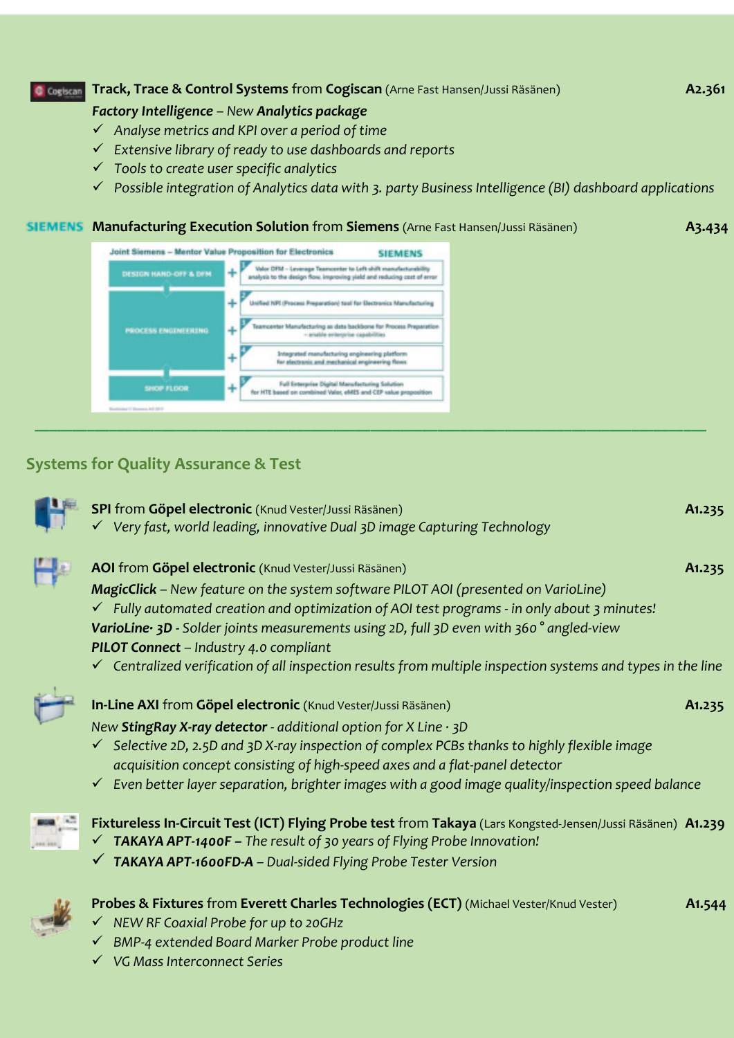**Track, Trace & Control Systems** from **Cogiscan** (Arne Fast Hansen/Jussi Räsänen) **A2.361**

***Factory Intelligence*** *– New* ***Analytics package***

- ✓ *Analyse metrics and KPI over a period of time*
- ✓ *Extensive library of ready to use dashboards and reports*
- ✓ *Tools to create user specific analytics*
- ✓ *Possible integration of Analytics data with 3. party Business Intelligence (BI) dashboard applications*

**Manufacturing Execution Solution** from **Siemens** (Arne Fast Hansen/Jussi Räsänen) **A3.434**

---

## Systems for Quality Assurance & Test

**SPI** from **Göpel electronic** (Knud Vester/Jussi Räsänen) **A1.235**

- ✓ *Very fast, world leading, innovative Dual 3D image Capturing Technology*

**AOI** from **Göpel electronic** (Knud Vester/Jussi Räsänen) **A1.235**

***MagicClick*** *– New feature on the system software PILOT AOI (presented on VarioLine)*

- ✓ *Fully automated creation and optimization of AOI test programs - in only about 3 minutes!*

***VarioLine· 3D*** *- Solder joints measurements using 2D, full 3D even with 360 ° angled-view*

***PILOT Connect*** *– Industry 4.0 compliant*

- ✓ *Centralized verification of all inspection results from multiple inspection systems and types in the line*

**In-Line AXI** from **Göpel electronic** (Knud Vester/Jussi Räsänen) **A1.235**

*New* ***StingRay X-ray detector*** *- additional option for X Line · 3D*

- ✓ *Selective 2D, 2.5D and 3D X-ray inspection of complex PCBs thanks to highly flexible image acquisition concept consisting of high-speed axes and a flat-panel detector*
- ✓ *Even better layer separation, brighter images with a good image quality/inspection speed balance*

**Fixtureless In-Circuit Test (ICT) Flying Probe test** from **Takaya** (Lars Kongsted-Jensen/Jussi Räsänen) **A1.239**

- ✓ ***TAKAYA APT-1400F –*** *The result of 30 years of Flying Probe Innovation!*
- ✓ ***TAKAYA APT-1600FD-A*** *– Dual-sided Flying Probe Tester Version*

**Probes & Fixtures** from **Everett Charles Technologies (ECT)** (Michael Vester/Knud Vester) **A1.544**

- ✓ *NEW RF Coaxial Probe for up to 20GHz*
- ✓ *BMP-4 extended Board Marker Probe product line*
- ✓ *VG Mass Interconnect Series*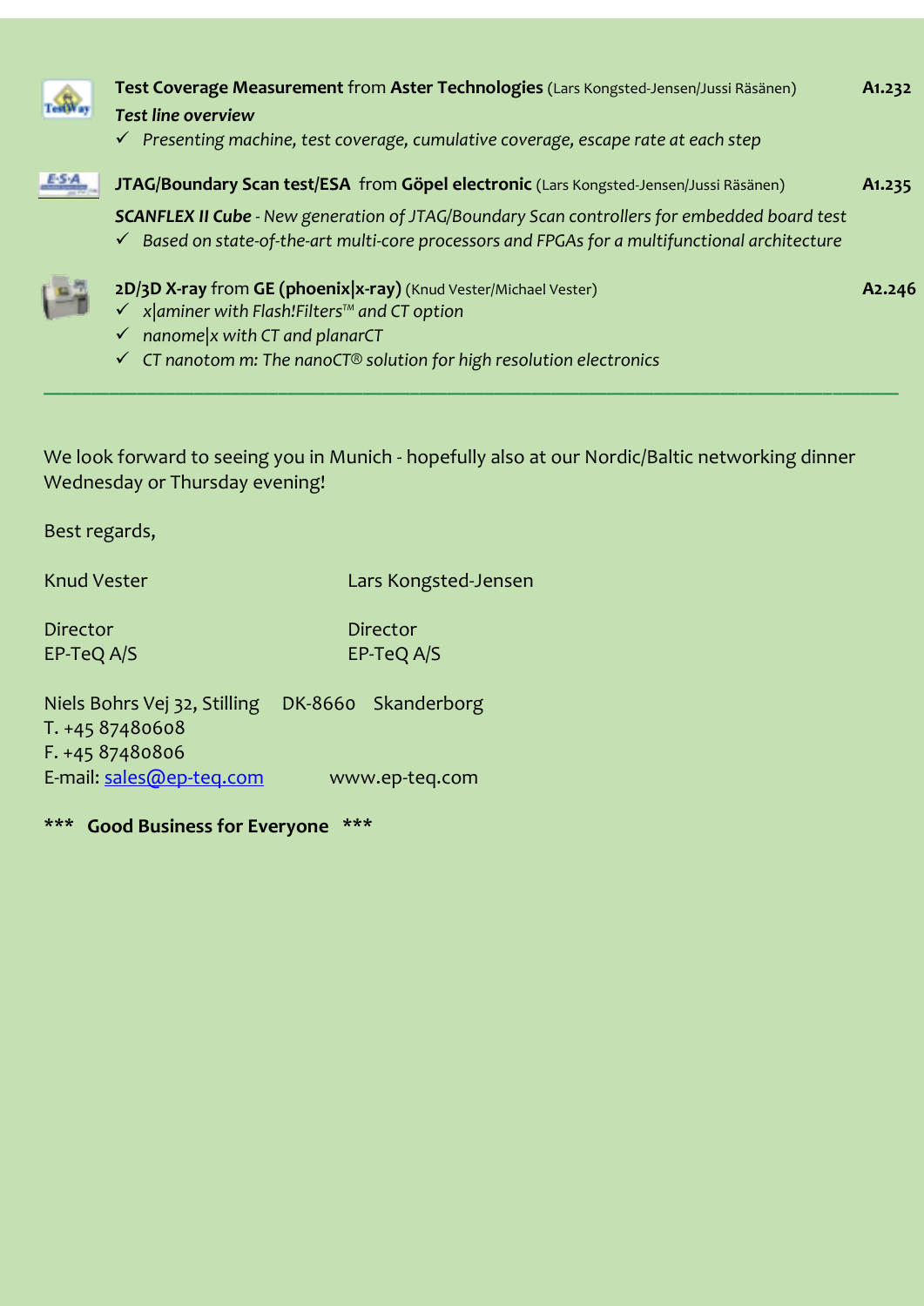**Test Coverage Measurement** from **Aster Technologies** (Lars Kongsted-Jensen/Jussi Räsänen) **A1.232**

***Test line overview***

- ✓ *Presenting machine, test coverage, cumulative coverage, escape rate at each step*

**JTAG/Boundary Scan test/ESA** from **Göpel electronic** (Lars Kongsted-Jensen/Jussi Räsänen) **A1.235**

***SCANFLEX II Cube*** *- New generation of JTAG/Boundary Scan controllers for embedded board test*

- ✓ *Based on state-of-the-art multi-core processors and FPGAs for a multifunctional architecture*

**2D/3D X-ray** from **GE (phoenix|x-ray)** (Knud Vester/Michael Vester) **A2.246**

- ✓ *x|aminer with Flash!Filters™ and CT option*
- ✓ *nanome|x with CT and planarCT*
- ✓ *CT nanotom m: The nanoCT® solution for high resolution electronics*

---

We look forward to seeing you in Munich - hopefully also at our Nordic/Baltic networking dinner Wednesday or Thursday evening!

Best regards,

| | |
|---|---|
| Knud Vester | Lars Kongsted-Jensen |
| Director | Director |
| EP-TeQ A/S | EP-TeQ A/S |

Niels Bohrs Vej 32, Stilling DK-8660 Skanderborg
T. +45 87480608
F. +45 87480806
E-mail: sales@ep-teq.com www.ep-teq.com

\*\*\* **Good Business for Everyone** \*\*\*